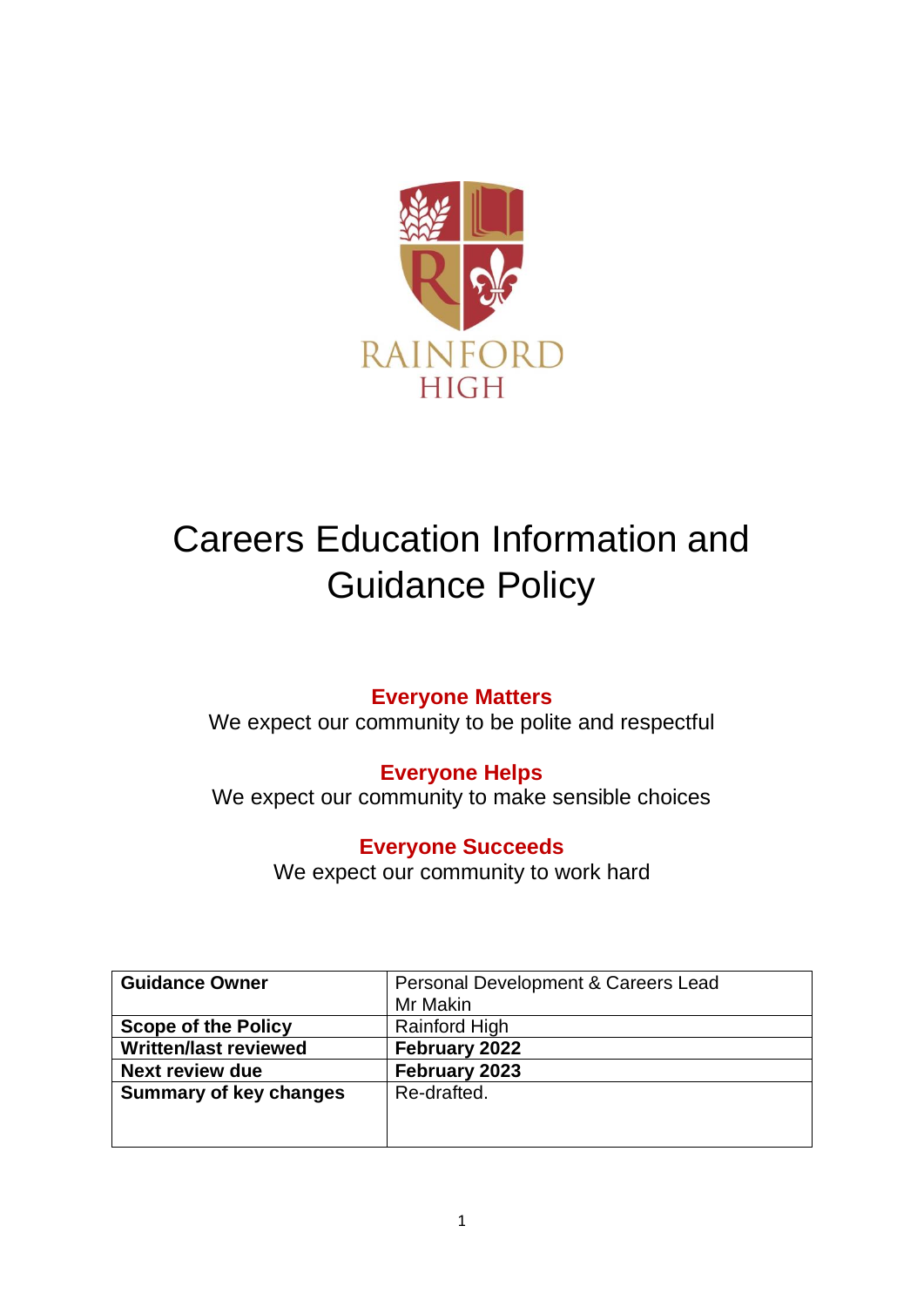RAINFORD
HIGH

# Careers Education Information and Guidance Policy

**Everyone Matters**
We expect our community to be polite and respectful

**Everyone Helps**
We expect our community to make sensible choices

**Everyone Succeeds**
We expect our community to work hard

| | |
|---|---|
| **Guidance Owner** | Personal Development & Careers Lead<br>Mr Makin |
| **Scope of the Policy** | Rainford High |
| **Written/last reviewed** | **February 2022** |
| **Next review due** | **February 2023** |
| **Summary of key changes** | Re-drafted. |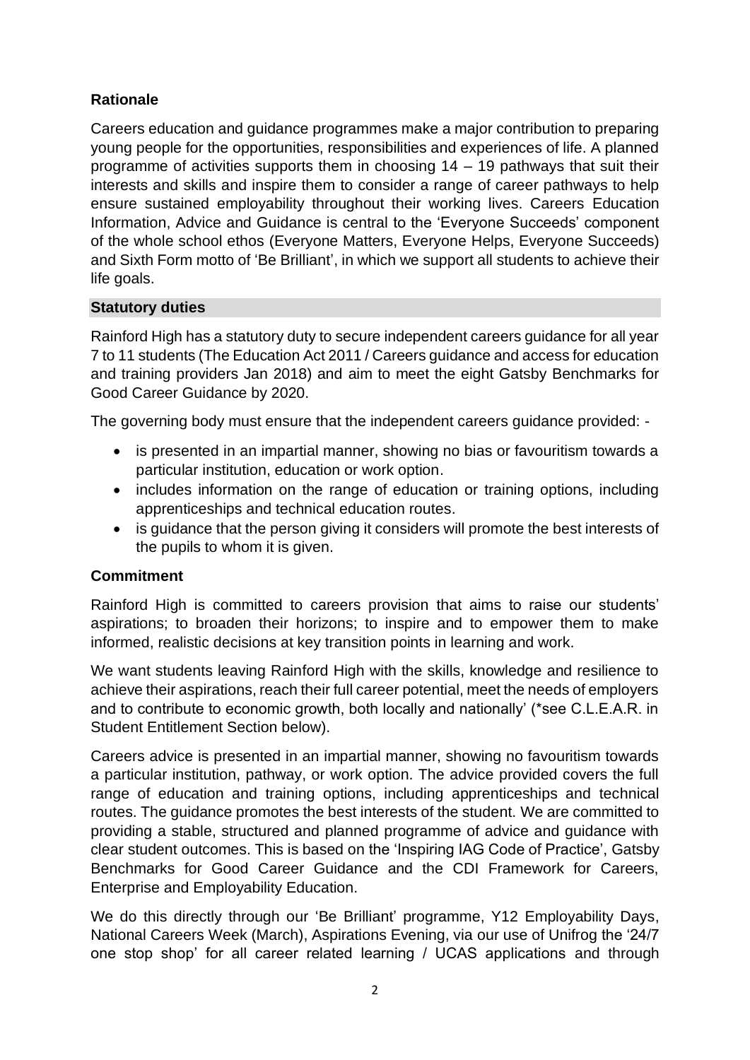## Rationale

Careers education and guidance programmes make a major contribution to preparing young people for the opportunities, responsibilities and experiences of life. A planned programme of activities supports them in choosing 14 – 19 pathways that suit their interests and skills and inspire them to consider a range of career pathways to help ensure sustained employability throughout their working lives. Careers Education Information, Advice and Guidance is central to the 'Everyone Succeeds' component of the whole school ethos (Everyone Matters, Everyone Helps, Everyone Succeeds) and Sixth Form motto of 'Be Brilliant', in which we support all students to achieve their life goals.

## Statutory duties

Rainford High has a statutory duty to secure independent careers guidance for all year 7 to 11 students (The Education Act 2011 / Careers guidance and access for education and training providers Jan 2018) and aim to meet the eight Gatsby Benchmarks for Good Career Guidance by 2020.

The governing body must ensure that the independent careers guidance provided: -

- is presented in an impartial manner, showing no bias or favouritism towards a particular institution, education or work option.
- includes information on the range of education or training options, including apprenticeships and technical education routes.
- is guidance that the person giving it considers will promote the best interests of the pupils to whom it is given.

## Commitment

Rainford High is committed to careers provision that aims to raise our students' aspirations; to broaden their horizons; to inspire and to empower them to make informed, realistic decisions at key transition points in learning and work.

We want students leaving Rainford High with the skills, knowledge and resilience to achieve their aspirations, reach their full career potential, meet the needs of employers and to contribute to economic growth, both locally and nationally' (*see C.L.E.A.R. in Student Entitlement Section below).

Careers advice is presented in an impartial manner, showing no favouritism towards a particular institution, pathway, or work option. The advice provided covers the full range of education and training options, including apprenticeships and technical routes. The guidance promotes the best interests of the student. We are committed to providing a stable, structured and planned programme of advice and guidance with clear student outcomes. This is based on the 'Inspiring IAG Code of Practice', Gatsby Benchmarks for Good Career Guidance and the CDI Framework for Careers, Enterprise and Employability Education.

We do this directly through our 'Be Brilliant' programme, Y12 Employability Days, National Careers Week (March), Aspirations Evening, via our use of Unifrog the '24/7 one stop shop' for all career related learning / UCAS applications and through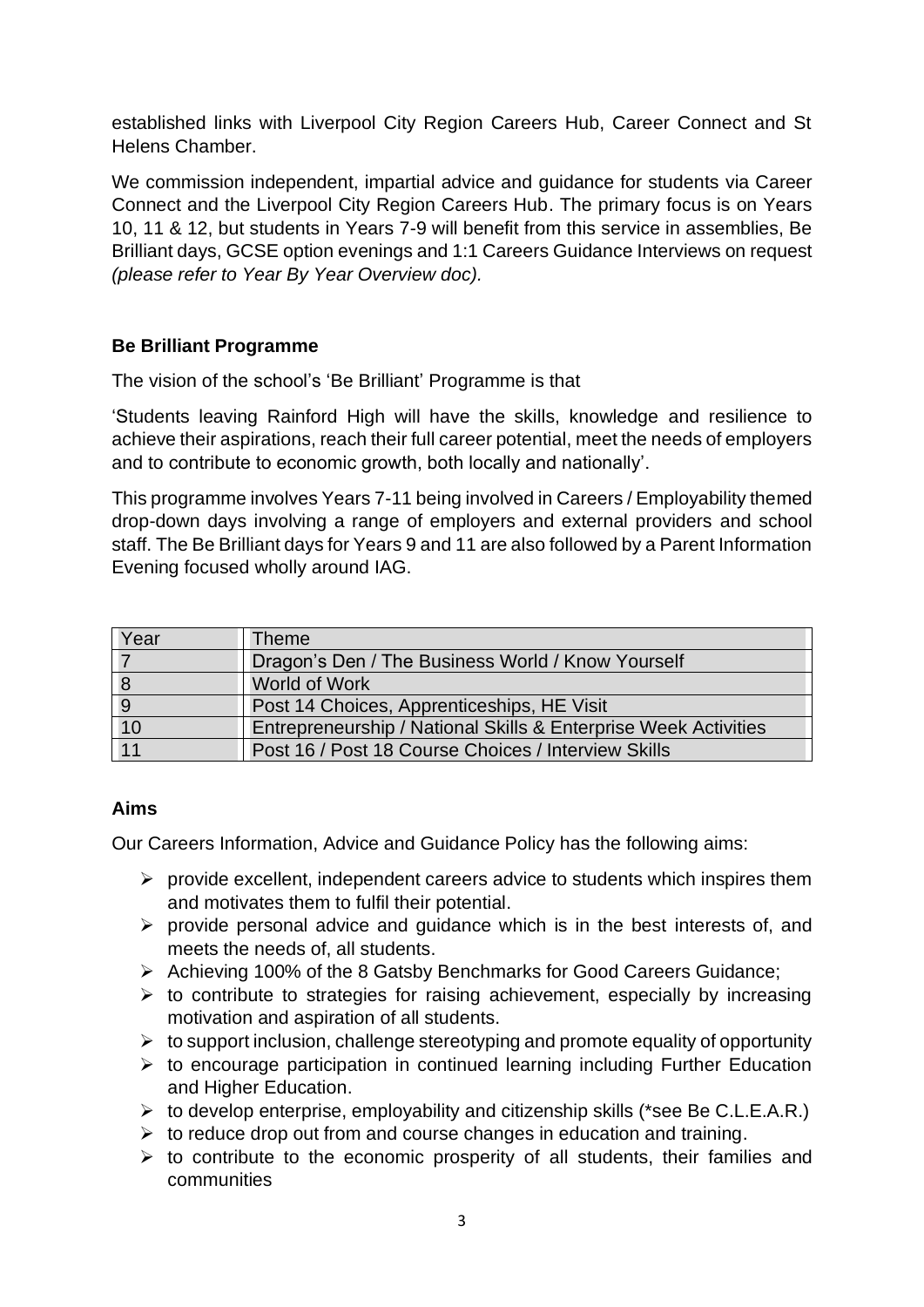established links with Liverpool City Region Careers Hub, Career Connect and St Helens Chamber.

We commission independent, impartial advice and guidance for students via Career Connect and the Liverpool City Region Careers Hub. The primary focus is on Years 10, 11 & 12, but students in Years 7-9 will benefit from this service in assemblies, Be Brilliant days, GCSE option evenings and 1:1 Careers Guidance Interviews on request *(please refer to Year By Year Overview doc).*

**Be Brilliant Programme**

The vision of the school's 'Be Brilliant' Programme is that

'Students leaving Rainford High will have the skills, knowledge and resilience to achieve their aspirations, reach their full career potential, meet the needs of employers and to contribute to economic growth, both locally and nationally'.

This programme involves Years 7-11 being involved in Careers / Employability themed drop-down days involving a range of employers and external providers and school staff. The Be Brilliant days for Years 9 and 11 are also followed by a Parent Information Evening focused wholly around IAG.

| Year | Theme |
|---|---|
| 7 | Dragon's Den / The Business World / Know Yourself |
| 8 | World of Work |
| 9 | Post 14 Choices, Apprenticeships, HE Visit |
| 10 | Entrepreneurship / National Skills & Enterprise Week Activities |
| 11 | Post 16 / Post 18 Course Choices / Interview Skills |

**Aims**

Our Careers Information, Advice and Guidance Policy has the following aims:

- provide excellent, independent careers advice to students which inspires them and motivates them to fulfil their potential.
- provide personal advice and guidance which is in the best interests of, and meets the needs of, all students.
- Achieving 100% of the 8 Gatsby Benchmarks for Good Careers Guidance;
- to contribute to strategies for raising achievement, especially by increasing motivation and aspiration of all students.
- to support inclusion, challenge stereotyping and promote equality of opportunity
- to encourage participation in continued learning including Further Education and Higher Education.
- to develop enterprise, employability and citizenship skills (*see Be C.L.E.A.R.)
- to reduce drop out from and course changes in education and training.
- to contribute to the economic prosperity of all students, their families and communities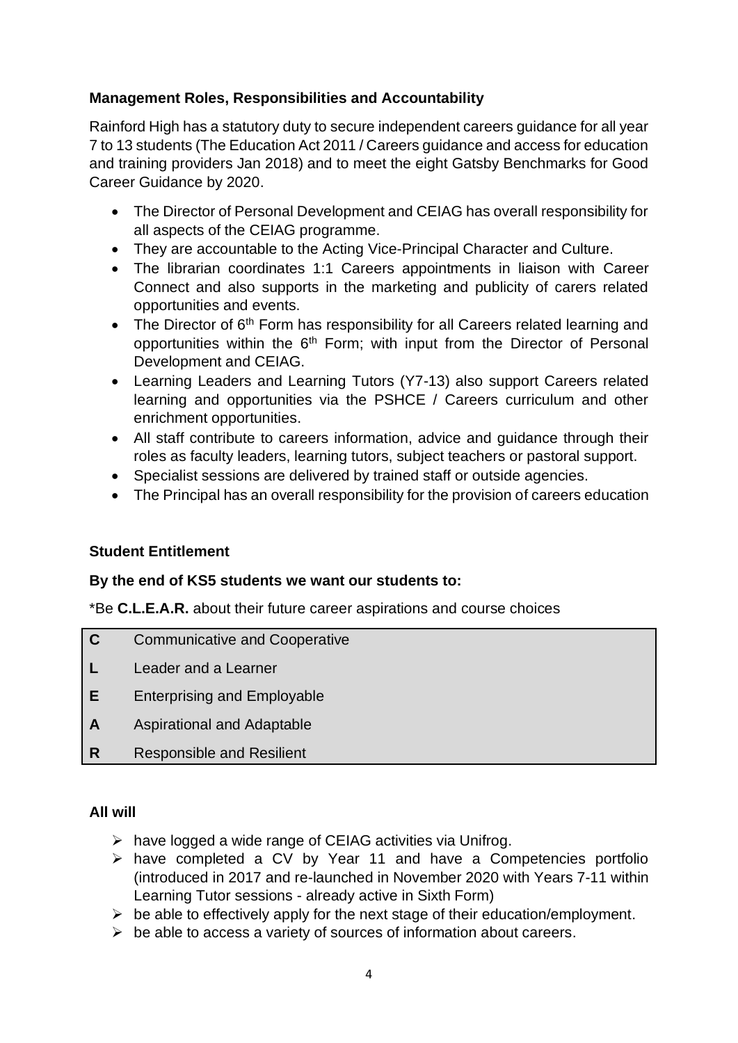**Management Roles, Responsibilities and Accountability**

Rainford High has a statutory duty to secure independent careers guidance for all year 7 to 13 students (The Education Act 2011 / Careers guidance and access for education and training providers Jan 2018) and to meet the eight Gatsby Benchmarks for Good Career Guidance by 2020.

- The Director of Personal Development and CEIAG has overall responsibility for all aspects of the CEIAG programme.
- They are accountable to the Acting Vice-Principal Character and Culture.
- The librarian coordinates 1:1 Careers appointments in liaison with Career Connect and also supports in the marketing and publicity of carers related opportunities and events.
- The Director of 6th Form has responsibility for all Careers related learning and opportunities within the 6th Form; with input from the Director of Personal Development and CEIAG.
- Learning Leaders and Learning Tutors (Y7-13) also support Careers related learning and opportunities via the PSHCE / Careers curriculum and other enrichment opportunities.
- All staff contribute to careers information, advice and guidance through their roles as faculty leaders, learning tutors, subject teachers or pastoral support.
- Specialist sessions are delivered by trained staff or outside agencies.
- The Principal has an overall responsibility for the provision of careers education

**Student Entitlement**

**By the end of KS5 students we want our students to:**

*Be **C.L.E.A.R.** about their future career aspirations and course choices

| | |
|---|---|
| **C** | Communicative and Cooperative |
| **L** | Leader and a Learner |
| **E** | Enterprising and Employable |
| **A** | Aspirational and Adaptable |
| **R** | Responsible and Resilient |

**All will**

- have logged a wide range of CEIAG activities via Unifrog.
- have completed a CV by Year 11 and have a Competencies portfolio (introduced in 2017 and re-launched in November 2020 with Years 7-11 within Learning Tutor sessions - already active in Sixth Form)
- be able to effectively apply for the next stage of their education/employment.
- be able to access a variety of sources of information about careers.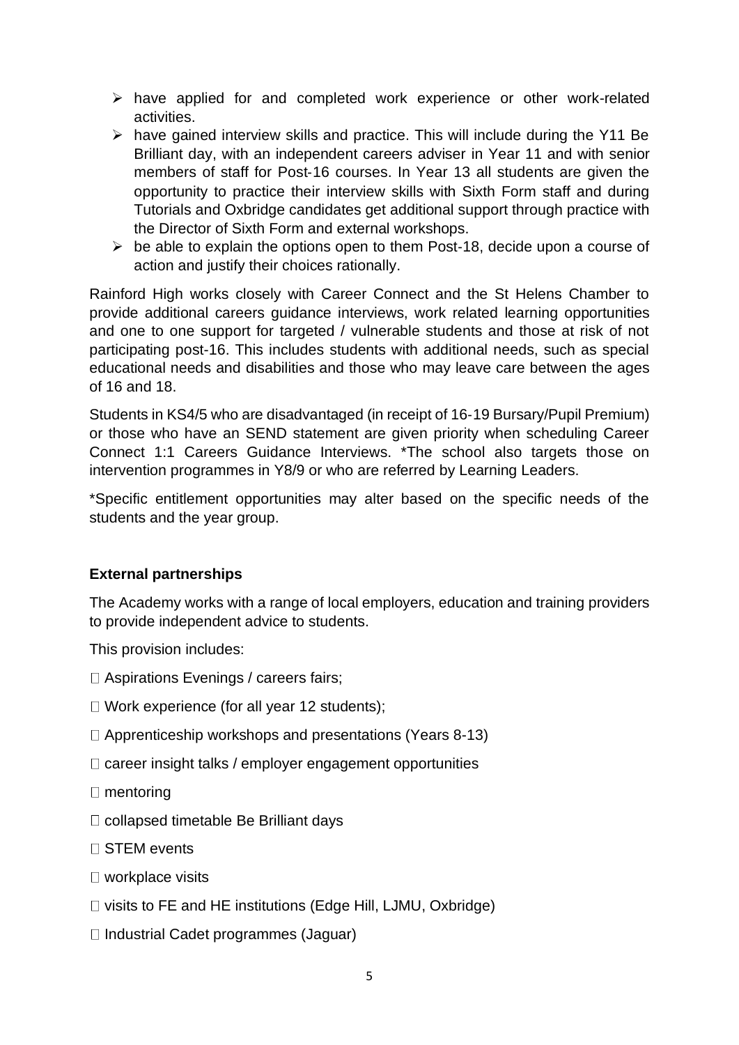- have applied for and completed work experience or other work-related activities.
- have gained interview skills and practice. This will include during the Y11 Be Brilliant day, with an independent careers adviser in Year 11 and with senior members of staff for Post-16 courses. In Year 13 all students are given the opportunity to practice their interview skills with Sixth Form staff and during Tutorials and Oxbridge candidates get additional support through practice with the Director of Sixth Form and external workshops.
- be able to explain the options open to them Post-18, decide upon a course of action and justify their choices rationally.

Rainford High works closely with Career Connect and the St Helens Chamber to provide additional careers guidance interviews, work related learning opportunities and one to one support for targeted / vulnerable students and those at risk of not participating post-16. This includes students with additional needs, such as special educational needs and disabilities and those who may leave care between the ages of 16 and 18.

Students in KS4/5 who are disadvantaged (in receipt of 16-19 Bursary/Pupil Premium) or those who have an SEND statement are given priority when scheduling Career Connect 1:1 Careers Guidance Interviews. *The school also targets those on intervention programmes in Y8/9 or who are referred by Learning Leaders.

*Specific entitlement opportunities may alter based on the specific needs of the students and the year group.

**External partnerships**

The Academy works with a range of local employers, education and training providers to provide independent advice to students.

This provision includes:

- Aspirations Evenings / careers fairs;
- Work experience (for all year 12 students);
- Apprenticeship workshops and presentations (Years 8-13)
- career insight talks / employer engagement opportunities
- mentoring
- collapsed timetable Be Brilliant days
- STEM events
- workplace visits
- visits to FE and HE institutions (Edge Hill, LJMU, Oxbridge)
- Industrial Cadet programmes (Jaguar)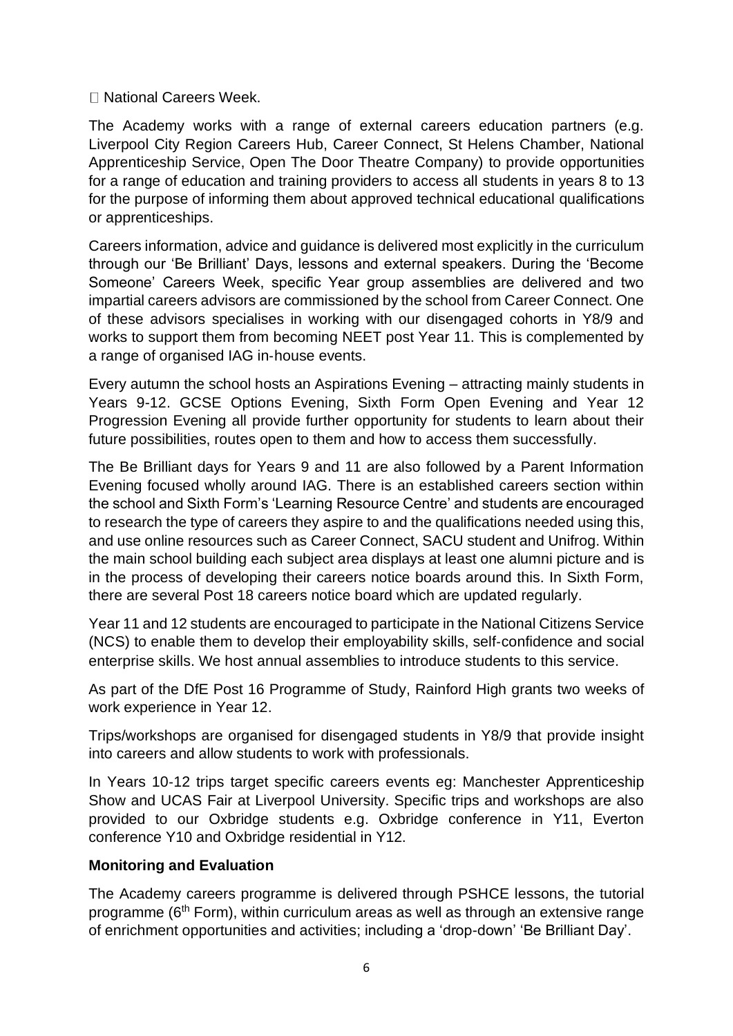- National Careers Week.

The Academy works with a range of external careers education partners (e.g. Liverpool City Region Careers Hub, Career Connect, St Helens Chamber, National Apprenticeship Service, Open The Door Theatre Company) to provide opportunities for a range of education and training providers to access all students in years 8 to 13 for the purpose of informing them about approved technical educational qualifications or apprenticeships.

Careers information, advice and guidance is delivered most explicitly in the curriculum through our 'Be Brilliant' Days, lessons and external speakers. During the 'Become Someone' Careers Week, specific Year group assemblies are delivered and two impartial careers advisors are commissioned by the school from Career Connect. One of these advisors specialises in working with our disengaged cohorts in Y8/9 and works to support them from becoming NEET post Year 11. This is complemented by a range of organised IAG in-house events.

Every autumn the school hosts an Aspirations Evening – attracting mainly students in Years 9-12. GCSE Options Evening, Sixth Form Open Evening and Year 12 Progression Evening all provide further opportunity for students to learn about their future possibilities, routes open to them and how to access them successfully.

The Be Brilliant days for Years 9 and 11 are also followed by a Parent Information Evening focused wholly around IAG. There is an established careers section within the school and Sixth Form's 'Learning Resource Centre' and students are encouraged to research the type of careers they aspire to and the qualifications needed using this, and use online resources such as Career Connect, SACU student and Unifrog. Within the main school building each subject area displays at least one alumni picture and is in the process of developing their careers notice boards around this. In Sixth Form, there are several Post 18 careers notice board which are updated regularly.

Year 11 and 12 students are encouraged to participate in the National Citizens Service (NCS) to enable them to develop their employability skills, self-confidence and social enterprise skills. We host annual assemblies to introduce students to this service.

As part of the DfE Post 16 Programme of Study, Rainford High grants two weeks of work experience in Year 12.

Trips/workshops are organised for disengaged students in Y8/9 that provide insight into careers and allow students to work with professionals.

In Years 10-12 trips target specific careers events eg: Manchester Apprenticeship Show and UCAS Fair at Liverpool University. Specific trips and workshops are also provided to our Oxbridge students e.g. Oxbridge conference in Y11, Everton conference Y10 and Oxbridge residential in Y12.

**Monitoring and Evaluation**

The Academy careers programme is delivered through PSHCE lessons, the tutorial programme (6th Form), within curriculum areas as well as through an extensive range of enrichment opportunities and activities; including a 'drop-down' 'Be Brilliant Day'.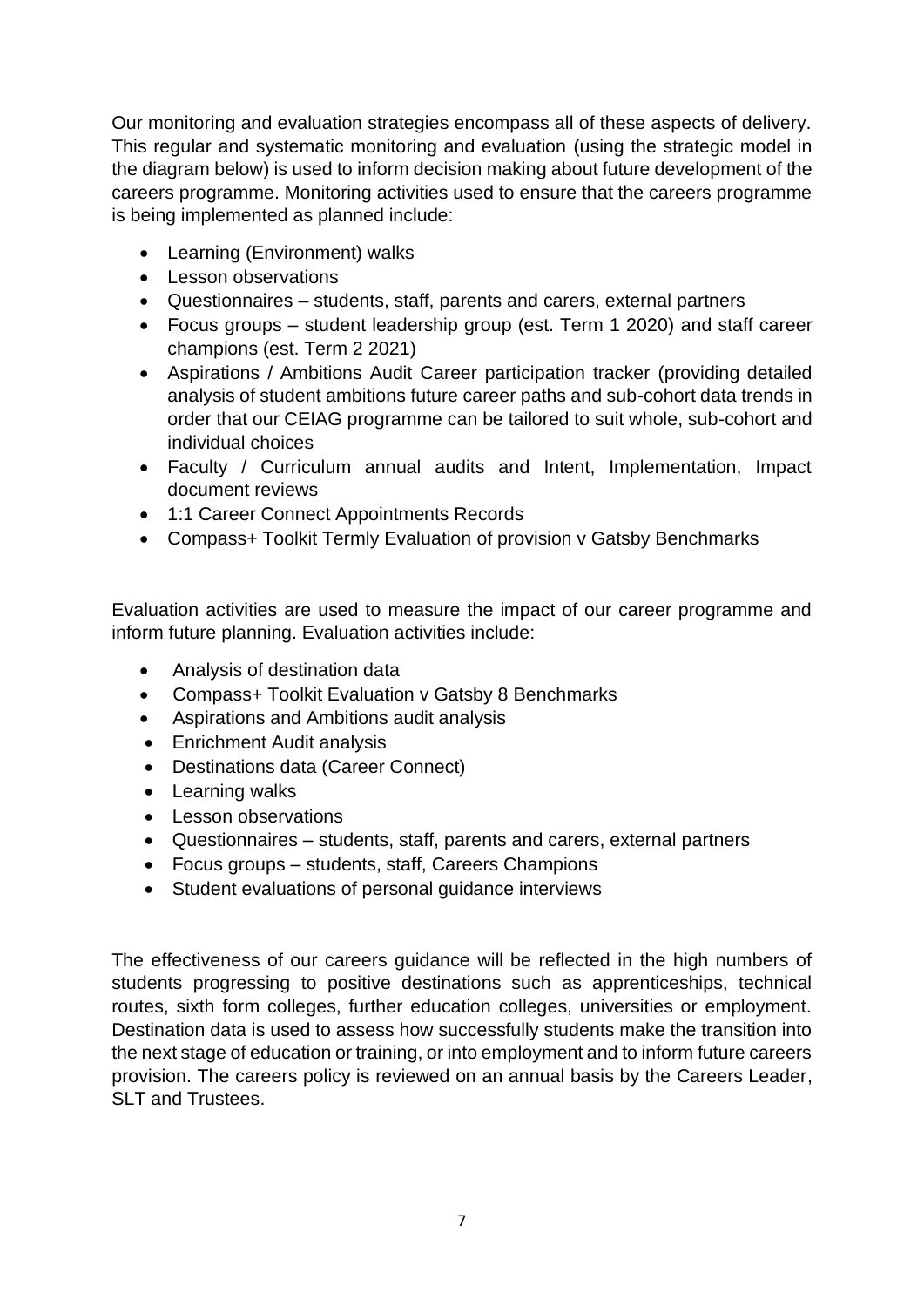Our monitoring and evaluation strategies encompass all of these aspects of delivery. This regular and systematic monitoring and evaluation (using the strategic model in the diagram below) is used to inform decision making about future development of the careers programme. Monitoring activities used to ensure that the careers programme is being implemented as planned include:

- Learning (Environment) walks
- Lesson observations
- Questionnaires – students, staff, parents and carers, external partners
- Focus groups – student leadership group (est. Term 1 2020) and staff career champions (est. Term 2 2021)
- Aspirations / Ambitions Audit Career participation tracker (providing detailed analysis of student ambitions future career paths and sub-cohort data trends in order that our CEIAG programme can be tailored to suit whole, sub-cohort and individual choices
- Faculty / Curriculum annual audits and Intent, Implementation, Impact document reviews
- 1:1 Career Connect Appointments Records
- Compass+ Toolkit Termly Evaluation of provision v Gatsby Benchmarks

Evaluation activities are used to measure the impact of our career programme and inform future planning. Evaluation activities include:

- Analysis of destination data
- Compass+ Toolkit Evaluation v Gatsby 8 Benchmarks
- Aspirations and Ambitions audit analysis
- Enrichment Audit analysis
- Destinations data (Career Connect)
- Learning walks
- Lesson observations
- Questionnaires – students, staff, parents and carers, external partners
- Focus groups – students, staff, Careers Champions
- Student evaluations of personal guidance interviews

The effectiveness of our careers guidance will be reflected in the high numbers of students progressing to positive destinations such as apprenticeships, technical routes, sixth form colleges, further education colleges, universities or employment. Destination data is used to assess how successfully students make the transition into the next stage of education or training, or into employment and to inform future careers provision. The careers policy is reviewed on an annual basis by the Careers Leader, SLT and Trustees.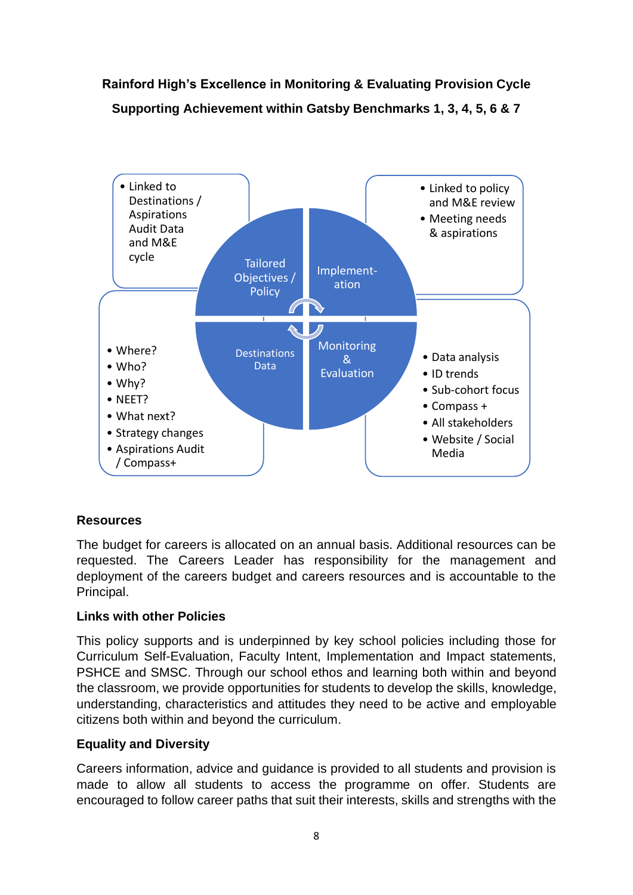**Rainford High's Excellence in Monitoring & Evaluating Provision Cycle**

**Supporting Achievement within Gatsby Benchmarks 1, 3, 4, 5, 6 & 7**

Tailored Objectives / Policy

- Linked to Destinations / Aspirations Audit Data and M&E cycle

Implement-ation

- Linked to policy and M&E review
- Meeting needs & aspirations

Monitoring & Evaluation

- Data analysis
- ID trends
- Sub-cohort focus
- Compass +
- All stakeholders
- Website / Social Media

Destinations Data

- Where?
- Who?
- Why?
- NEET?
- What next?
- Strategy changes
- Aspirations Audit / Compass+

### Resources

The budget for careers is allocated on an annual basis. Additional resources can be requested. The Careers Leader has responsibility for the management and deployment of the careers budget and careers resources and is accountable to the Principal.

### Links with other Policies

This policy supports and is underpinned by key school policies including those for Curriculum Self-Evaluation, Faculty Intent, Implementation and Impact statements, PSHCE and SMSC. Through our school ethos and learning both within and beyond the classroom, we provide opportunities for students to develop the skills, knowledge, understanding, characteristics and attitudes they need to be active and employable citizens both within and beyond the curriculum.

### Equality and Diversity

Careers information, advice and guidance is provided to all students and provision is made to allow all students to access the programme on offer. Students are encouraged to follow career paths that suit their interests, skills and strengths with the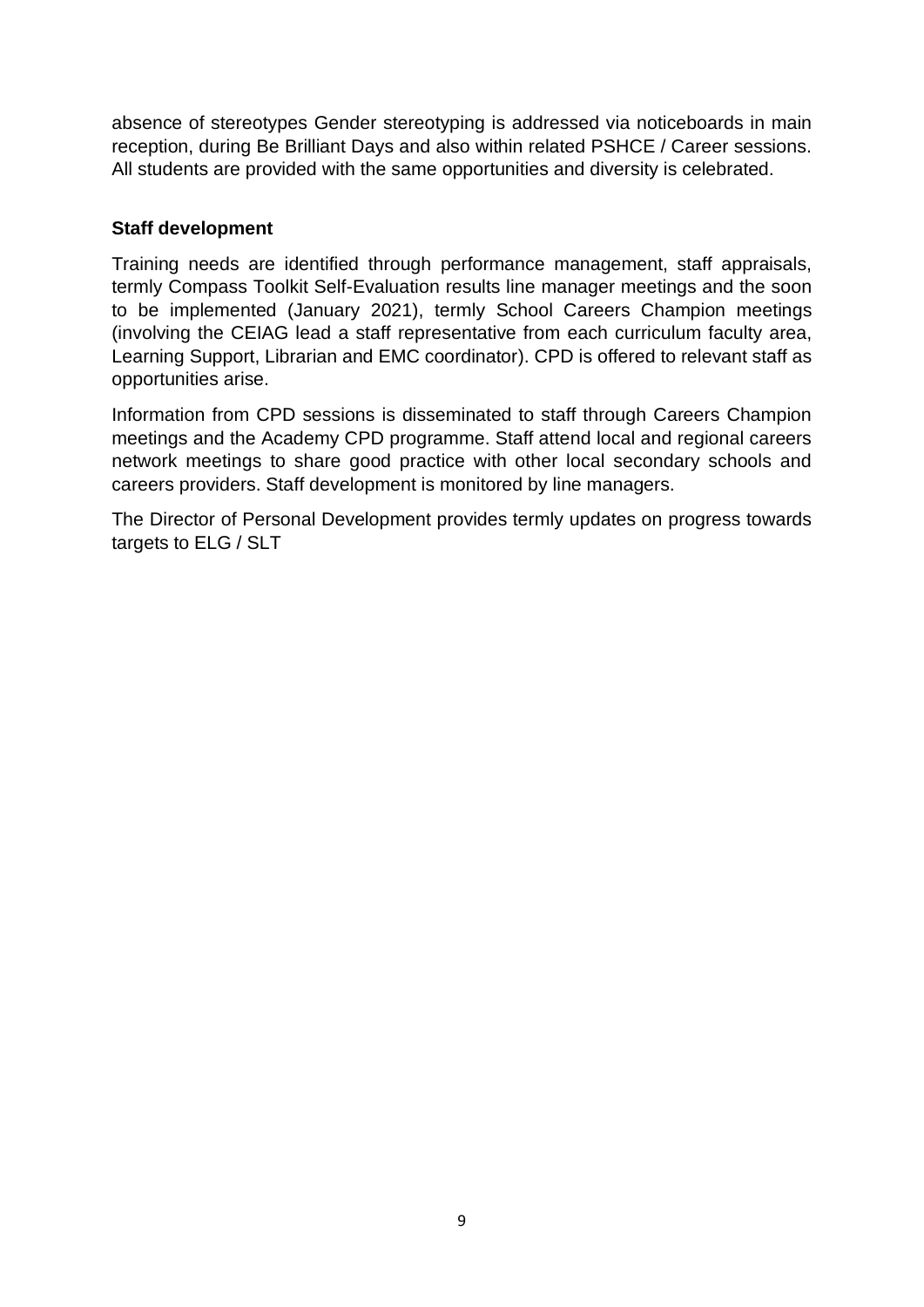absence of stereotypes Gender stereotyping is addressed via noticeboards in main reception, during Be Brilliant Days and also within related PSHCE / Career sessions. All students are provided with the same opportunities and diversity is celebrated.

**Staff development**

Training needs are identified through performance management, staff appraisals, termly Compass Toolkit Self-Evaluation results line manager meetings and the soon to be implemented (January 2021), termly School Careers Champion meetings (involving the CEIAG lead a staff representative from each curriculum faculty area, Learning Support, Librarian and EMC coordinator). CPD is offered to relevant staff as opportunities arise.

Information from CPD sessions is disseminated to staff through Careers Champion meetings and the Academy CPD programme. Staff attend local and regional careers network meetings to share good practice with other local secondary schools and careers providers. Staff development is monitored by line managers.

The Director of Personal Development provides termly updates on progress towards targets to ELG / SLT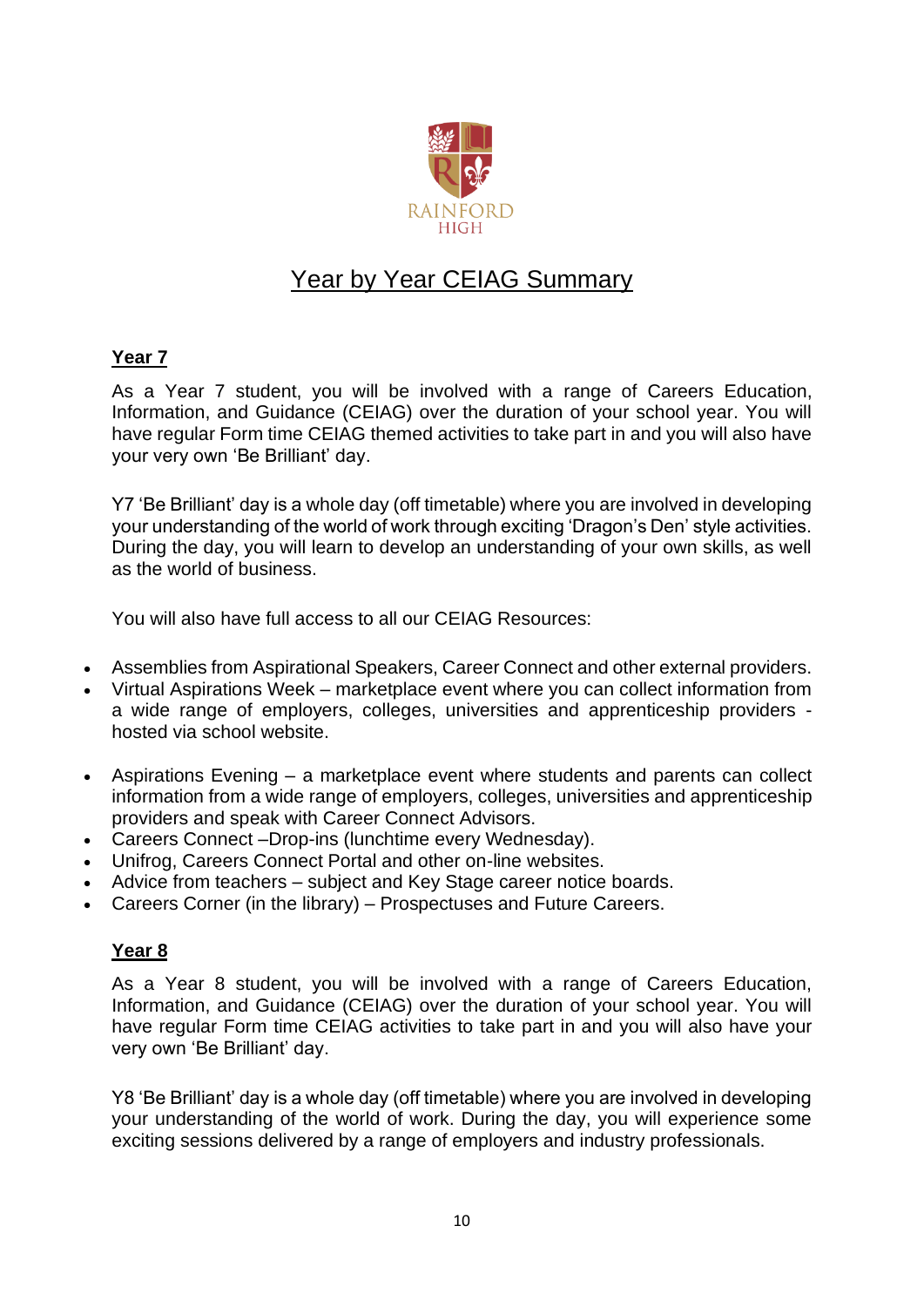RAINFORD HIGH

# Year by Year CEIAG Summary

## Year 7

As a Year 7 student, you will be involved with a range of Careers Education, Information, and Guidance (CEIAG) over the duration of your school year. You will have regular Form time CEIAG themed activities to take part in and you will also have your very own 'Be Brilliant' day.

Y7 'Be Brilliant' day is a whole day (off timetable) where you are involved in developing your understanding of the world of work through exciting 'Dragon's Den' style activities. During the day, you will learn to develop an understanding of your own skills, as well as the world of business.

You will also have full access to all our CEIAG Resources:

- Assemblies from Aspirational Speakers, Career Connect and other external providers.
- Virtual Aspirations Week – marketplace event where you can collect information from a wide range of employers, colleges, universities and apprenticeship providers - hosted via school website.
- Aspirations Evening – a marketplace event where students and parents can collect information from a wide range of employers, colleges, universities and apprenticeship providers and speak with Career Connect Advisors.
- Careers Connect –Drop-ins (lunchtime every Wednesday).
- Unifrog, Careers Connect Portal and other on-line websites.
- Advice from teachers – subject and Key Stage career notice boards.
- Careers Corner (in the library) – Prospectuses and Future Careers.

## Year 8

As a Year 8 student, you will be involved with a range of Careers Education, Information, and Guidance (CEIAG) over the duration of your school year. You will have regular Form time CEIAG activities to take part in and you will also have your very own 'Be Brilliant' day.

Y8 'Be Brilliant' day is a whole day (off timetable) where you are involved in developing your understanding of the world of work. During the day, you will experience some exciting sessions delivered by a range of employers and industry professionals.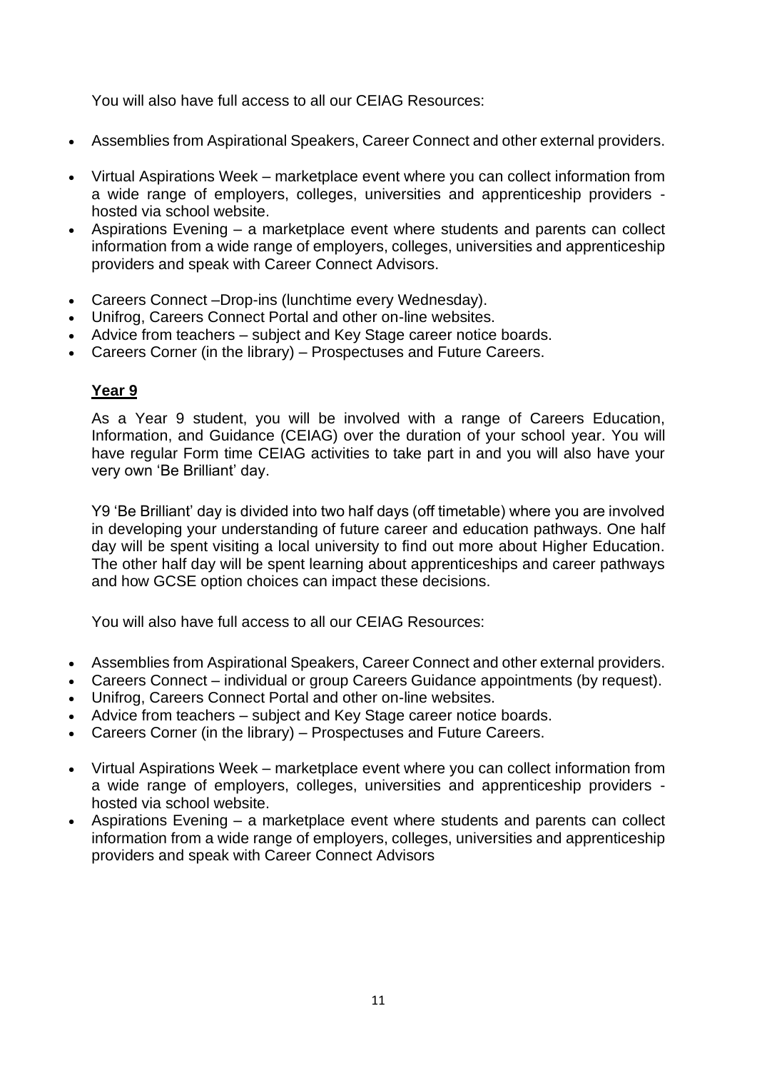You will also have full access to all our CEIAG Resources:

- Assemblies from Aspirational Speakers, Career Connect and other external providers.
- Virtual Aspirations Week – marketplace event where you can collect information from a wide range of employers, colleges, universities and apprenticeship providers - hosted via school website.
- Aspirations Evening – a marketplace event where students and parents can collect information from a wide range of employers, colleges, universities and apprenticeship providers and speak with Career Connect Advisors.
- Careers Connect –Drop-ins (lunchtime every Wednesday).
- Unifrog, Careers Connect Portal and other on-line websites.
- Advice from teachers – subject and Key Stage career notice boards.
- Careers Corner (in the library) – Prospectuses and Future Careers.

## Year 9

As a Year 9 student, you will be involved with a range of Careers Education, Information, and Guidance (CEIAG) over the duration of your school year. You will have regular Form time CEIAG activities to take part in and you will also have your very own 'Be Brilliant' day.

Y9 'Be Brilliant' day is divided into two half days (off timetable) where you are involved in developing your understanding of future career and education pathways. One half day will be spent visiting a local university to find out more about Higher Education. The other half day will be spent learning about apprenticeships and career pathways and how GCSE option choices can impact these decisions.

You will also have full access to all our CEIAG Resources:

- Assemblies from Aspirational Speakers, Career Connect and other external providers.
- Careers Connect – individual or group Careers Guidance appointments (by request).
- Unifrog, Careers Connect Portal and other on-line websites.
- Advice from teachers – subject and Key Stage career notice boards.
- Careers Corner (in the library) – Prospectuses and Future Careers.
- Virtual Aspirations Week – marketplace event where you can collect information from a wide range of employers, colleges, universities and apprenticeship providers - hosted via school website.
- Aspirations Evening – a marketplace event where students and parents can collect information from a wide range of employers, colleges, universities and apprenticeship providers and speak with Career Connect Advisors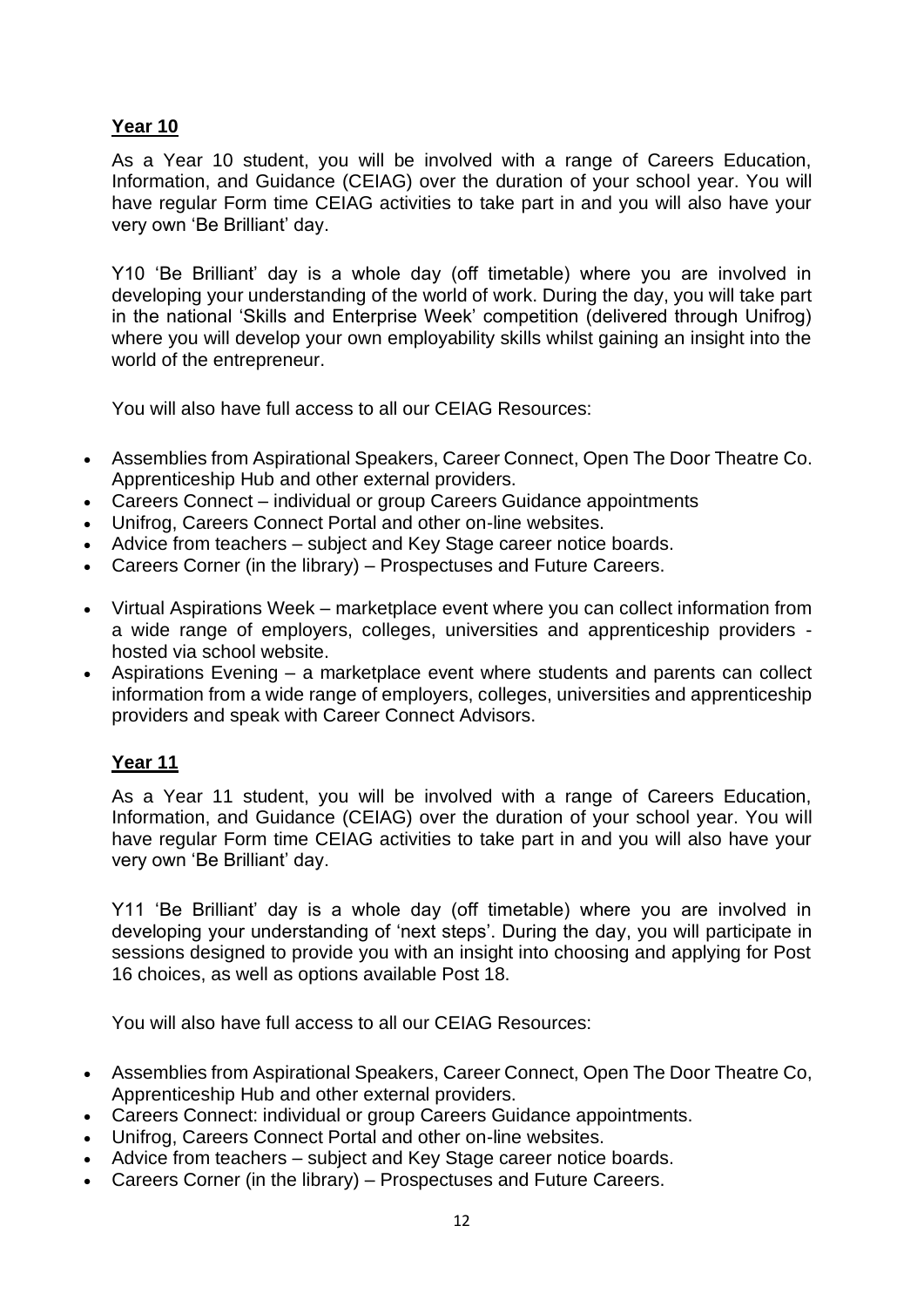## Year 10

As a Year 10 student, you will be involved with a range of Careers Education, Information, and Guidance (CEIAG) over the duration of your school year. You will have regular Form time CEIAG activities to take part in and you will also have your very own 'Be Brilliant' day.

Y10 'Be Brilliant' day is a whole day (off timetable) where you are involved in developing your understanding of the world of work. During the day, you will take part in the national 'Skills and Enterprise Week' competition (delivered through Unifrog) where you will develop your own employability skills whilst gaining an insight into the world of the entrepreneur.

You will also have full access to all our CEIAG Resources:

- Assemblies from Aspirational Speakers, Career Connect, Open The Door Theatre Co. Apprenticeship Hub and other external providers.
- Careers Connect – individual or group Careers Guidance appointments
- Unifrog, Careers Connect Portal and other on-line websites.
- Advice from teachers – subject and Key Stage career notice boards.
- Careers Corner (in the library) – Prospectuses and Future Careers.

- Virtual Aspirations Week – marketplace event where you can collect information from a wide range of employers, colleges, universities and apprenticeship providers - hosted via school website.
- Aspirations Evening – a marketplace event where students and parents can collect information from a wide range of employers, colleges, universities and apprenticeship providers and speak with Career Connect Advisors.

## Year 11

As a Year 11 student, you will be involved with a range of Careers Education, Information, and Guidance (CEIAG) over the duration of your school year. You will have regular Form time CEIAG activities to take part in and you will also have your very own 'Be Brilliant' day.

Y11 'Be Brilliant' day is a whole day (off timetable) where you are involved in developing your understanding of 'next steps'. During the day, you will participate in sessions designed to provide you with an insight into choosing and applying for Post 16 choices, as well as options available Post 18.

You will also have full access to all our CEIAG Resources:

- Assemblies from Aspirational Speakers, Career Connect, Open The Door Theatre Co, Apprenticeship Hub and other external providers.
- Careers Connect: individual or group Careers Guidance appointments.
- Unifrog, Careers Connect Portal and other on-line websites.
- Advice from teachers – subject and Key Stage career notice boards.
- Careers Corner (in the library) – Prospectuses and Future Careers.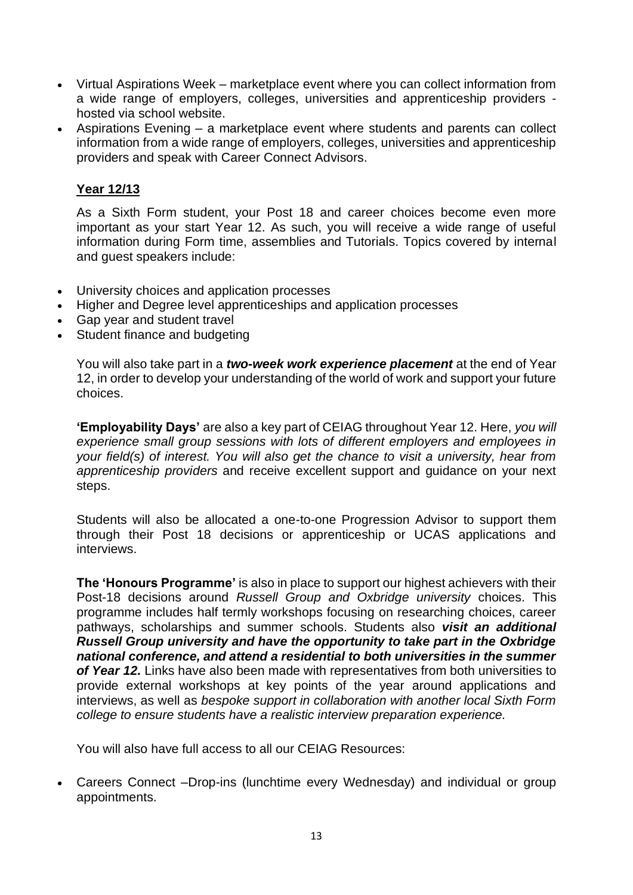- Virtual Aspirations Week – marketplace event where you can collect information from a wide range of employers, colleges, universities and apprenticeship providers - hosted via school website.
- Aspirations Evening – a marketplace event where students and parents can collect information from a wide range of employers, colleges, universities and apprenticeship providers and speak with Career Connect Advisors.

## Year 12/13

As a Sixth Form student, your Post 18 and career choices become even more important as your start Year 12. As such, you will receive a wide range of useful information during Form time, assemblies and Tutorials. Topics covered by internal and guest speakers include:

- University choices and application processes
- Higher and Degree level apprenticeships and application processes
- Gap year and student travel
- Student finance and budgeting

You will also take part in a ***two-week work experience placement*** at the end of Year 12, in order to develop your understanding of the world of work and support your future choices.

**'Employability Days'** are also a key part of CEIAG throughout Year 12. Here, *you will experience small group sessions with lots of different employers and employees in your field(s) of interest. You will also get the chance to visit a university, hear from apprenticeship providers* and receive excellent support and guidance on your next steps.

Students will also be allocated a one-to-one Progression Advisor to support them through their Post 18 decisions or apprenticeship or UCAS applications and interviews.

**The 'Honours Programme'** is also in place to support our highest achievers with their Post-18 decisions around *Russell Group and Oxbridge university* choices. This programme includes half termly workshops focusing on researching choices, career pathways, scholarships and summer schools. Students also ***visit an additional Russell Group university and have the opportunity to take part in the Oxbridge national conference, and attend a residential to both universities in the summer of Year 12.*** Links have also been made with representatives from both universities to provide external workshops at key points of the year around applications and interviews, as well as *bespoke support in collaboration with another local Sixth Form college to ensure students have a realistic interview preparation experience.*

You will also have full access to all our CEIAG Resources:

- Careers Connect –Drop-ins (lunchtime every Wednesday) and individual or group appointments.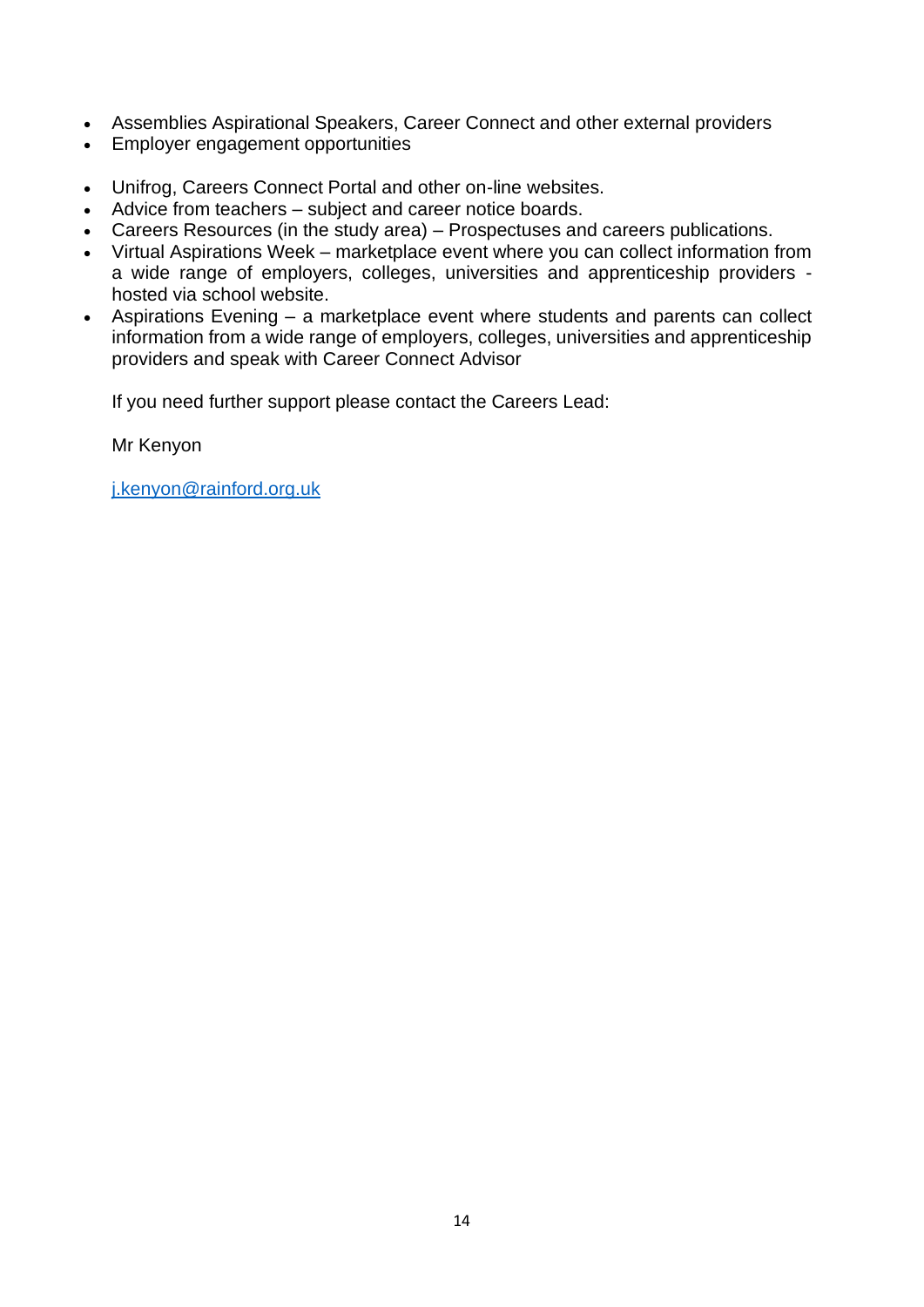- Assemblies Aspirational Speakers, Career Connect and other external providers
- Employer engagement opportunities

- Unifrog, Careers Connect Portal and other on-line websites.
- Advice from teachers – subject and career notice boards.
- Careers Resources (in the study area) – Prospectuses and careers publications.
- Virtual Aspirations Week – marketplace event where you can collect information from a wide range of employers, colleges, universities and apprenticeship providers - hosted via school website.
- Aspirations Evening – a marketplace event where students and parents can collect information from a wide range of employers, colleges, universities and apprenticeship providers and speak with Career Connect Advisor

If you need further support please contact the Careers Lead:

Mr Kenyon

j.kenyon@rainford.org.uk